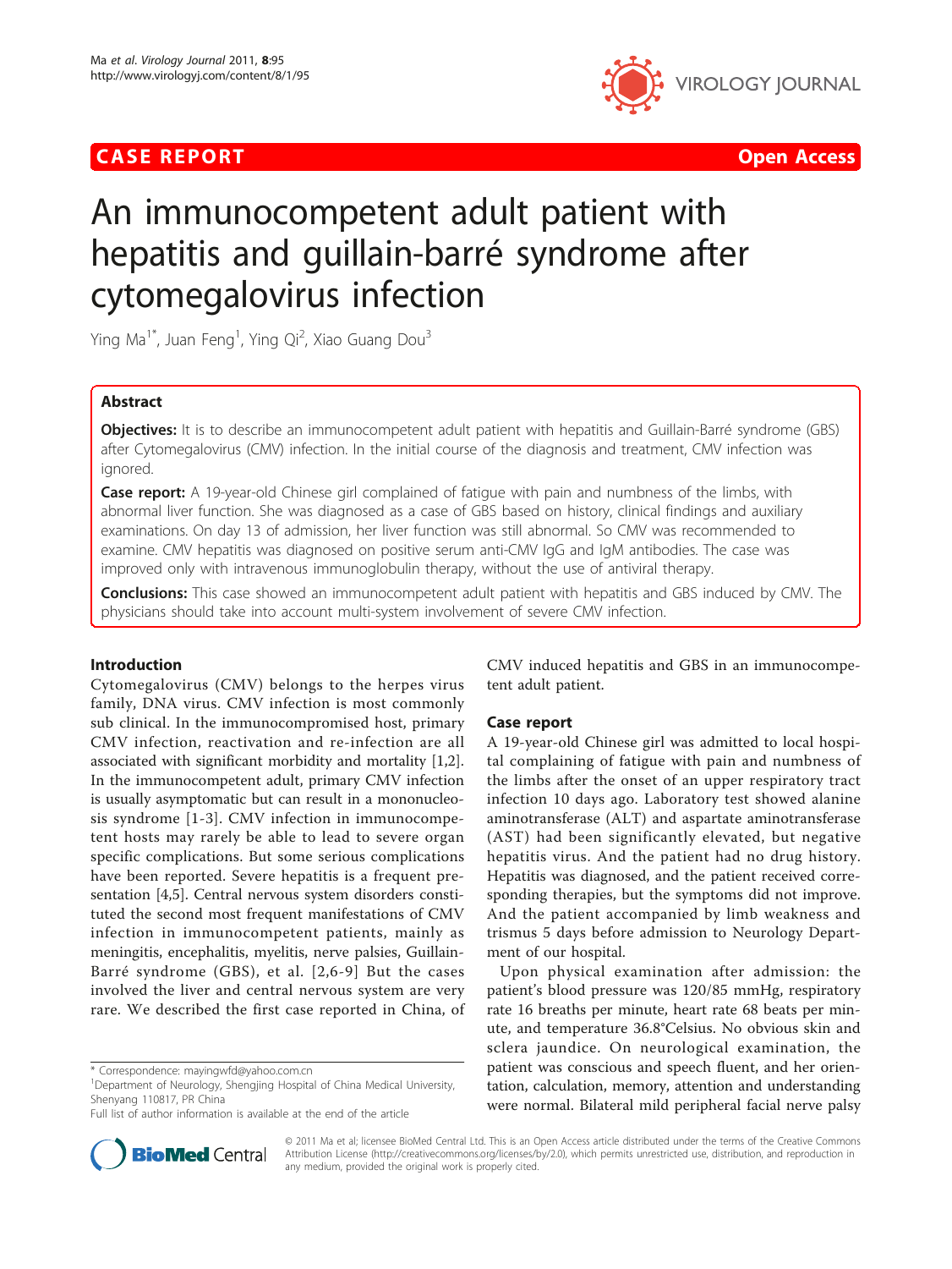CASE REPORT Open Access

# An immunocompetent adult patient with hepatitis and guillain-barré syndrome after cytomegalovirus infection

Ying Ma[1*], Juan Feng[1], Ying Qi[2], Xiao Guang Dou[3]

## Abstract

**Objectives:** It is to describe an immunocompetent adult patient with hepatitis and Guillain-Barré syndrome (GBS) after Cytomegalovirus (CMV) infection. In the initial course of the diagnosis and treatment, CMV infection was ignored.

**Case report:** A 19-year-old Chinese girl complained of fatigue with pain and numbness of the limbs, with abnormal liver function. She was diagnosed as a case of GBS based on history, clinical findings and auxiliary examinations. On day 13 of admission, her liver function was still abnormal. So CMV was recommended to examine. CMV hepatitis was diagnosed on positive serum anti-CMV IgG and IgM antibodies. The case was improved only with intravenous immunoglobulin therapy, without the use of antiviral therapy.

**Conclusions:** This case showed an immunocompetent adult patient with hepatitis and GBS induced by CMV. The physicians should take into account multi-system involvement of severe CMV infection.

## Introduction

Cytomegalovirus (CMV) belongs to the herpes virus family, DNA virus. CMV infection is most commonly sub clinical. In the immunocompromised host, primary CMV infection, reactivation and re-infection are all associated with significant morbidity and mortality [1,2]. In the immunocompetent adult, primary CMV infection is usually asymptomatic but can result in a mononucleosis syndrome [1-3]. CMV infection in immunocompetent hosts may rarely be able to lead to severe organ specific complications. But some serious complications have been reported. Severe hepatitis is a frequent presentation [4,5]. Central nervous system disorders constituted the second most frequent manifestations of CMV infection in immunocompetent patients, mainly as meningitis, encephalitis, myelitis, nerve palsies, Guillain-Barré syndrome (GBS), et al. [2,6-9] But the cases involved the liver and central nervous system are very rare. We described the first case reported in China, of CMV induced hepatitis and GBS in an immunocompetent adult patient.

## Case report

A 19-year-old Chinese girl was admitted to local hospital complaining of fatigue with pain and numbness of the limbs after the onset of an upper respiratory tract infection 10 days ago. Laboratory test showed alanine aminotransferase (ALT) and aspartate aminotransferase (AST) had been significantly elevated, but negative hepatitis virus. And the patient had no drug history. Hepatitis was diagnosed, and the patient received corresponding therapies, but the symptoms did not improve. And the patient accompanied by limb weakness and trismus 5 days before admission to Neurology Department of our hospital.

Upon physical examination after admission: the patient's blood pressure was 120/85 mmHg, respiratory rate 16 breaths per minute, heart rate 68 beats per minute, and temperature 36.8°Celsius. No obvious skin and sclera jaundice. On neurological examination, the patient was conscious and speech fluent, and her orientation, calculation, memory, attention and understanding were normal. Bilateral mild peripheral facial nerve palsy

\* Correspondence: mayingwfd@yahoo.com.cn
[1]Department of Neurology, Shengjing Hospital of China Medical University, Shenyang 110817, PR China
Full list of author information is available at the end of the article

© 2011 Ma et al; licensee BioMed Central Ltd. This is an Open Access article distributed under the terms of the Creative Commons Attribution License (http://creativecommons.org/licenses/by/2.0), which permits unrestricted use, distribution, and reproduction in any medium, provided the original work is properly cited.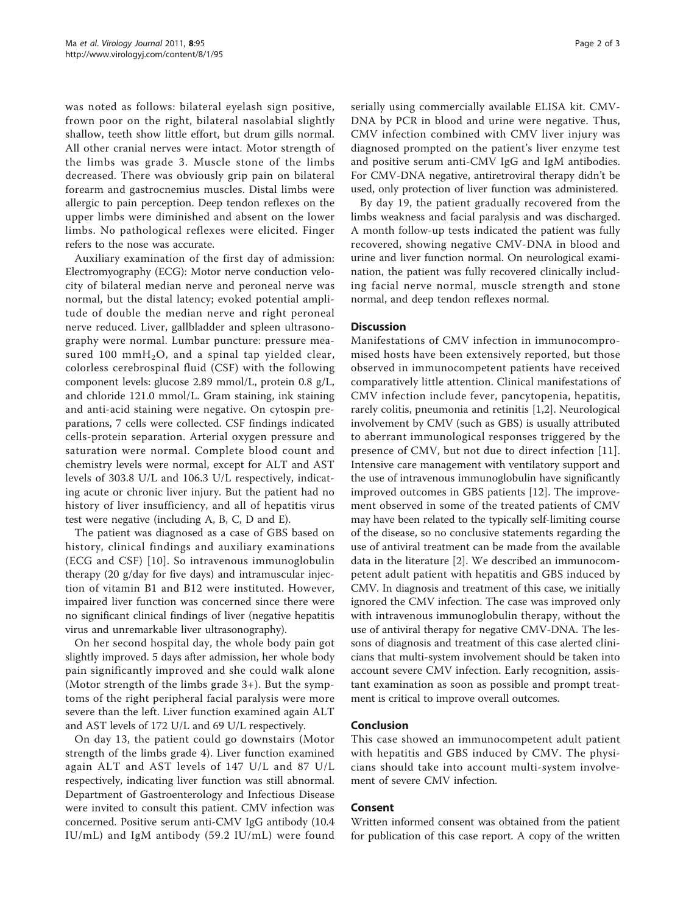was noted as follows: bilateral eyelash sign positive, frown poor on the right, bilateral nasolabial slightly shallow, teeth show little effort, but drum gills normal. All other cranial nerves were intact. Motor strength of the limbs was grade 3. Muscle stone of the limbs decreased. There was obviously grip pain on bilateral forearm and gastrocnemius muscles. Distal limbs were allergic to pain perception. Deep tendon reflexes on the upper limbs were diminished and absent on the lower limbs. No pathological reflexes were elicited. Finger refers to the nose was accurate.

Auxiliary examination of the first day of admission: Electromyography (ECG): Motor nerve conduction velocity of bilateral median nerve and peroneal nerve was normal, but the distal latency; evoked potential amplitude of double the median nerve and right peroneal nerve reduced. Liver, gallbladder and spleen ultrasonography were normal. Lumbar puncture: pressure measured 100 $mmH_2O$, and a spinal tap yielded clear, colorless cerebrospinal fluid (CSF) with the following component levels: glucose 2.89 mmol/L, protein 0.8 g/L, and chloride 121.0 mmol/L. Gram staining, ink staining and anti-acid staining were negative. On cytospin preparations, 7 cells were collected. CSF findings indicated cells-protein separation. Arterial oxygen pressure and saturation were normal. Complete blood count and chemistry levels were normal, except for ALT and AST levels of 303.8 U/L and 106.3 U/L respectively, indicating acute or chronic liver injury. But the patient had no history of liver insufficiency, and all of hepatitis virus test were negative (including A, B, C, D and E).

The patient was diagnosed as a case of GBS based on history, clinical findings and auxiliary examinations (ECG and CSF) [10]. So intravenous immunoglobulin therapy (20 g/day for five days) and intramuscular injection of vitamin B1 and B12 were instituted. However, impaired liver function was concerned since there were no significant clinical findings of liver (negative hepatitis virus and unremarkable liver ultrasonography).

On her second hospital day, the whole body pain got slightly improved. 5 days after admission, her whole body pain significantly improved and she could walk alone (Motor strength of the limbs grade 3+). But the symptoms of the right peripheral facial paralysis were more severe than the left. Liver function examined again ALT and AST levels of 172 U/L and 69 U/L respectively.

On day 13, the patient could go downstairs (Motor strength of the limbs grade 4). Liver function examined again ALT and AST levels of 147 U/L and 87 U/L respectively, indicating liver function was still abnormal. Department of Gastroenterology and Infectious Disease were invited to consult this patient. CMV infection was concerned. Positive serum anti-CMV IgG antibody (10.4 IU/mL) and IgM antibody (59.2 IU/mL) were found serially using commercially available ELISA kit. CMV-DNA by PCR in blood and urine were negative. Thus, CMV infection combined with CMV liver injury was diagnosed prompted on the patient's liver enzyme test and positive serum anti-CMV IgG and IgM antibodies. For CMV-DNA negative, antiretroviral therapy didn't be used, only protection of liver function was administered.

By day 19, the patient gradually recovered from the limbs weakness and facial paralysis and was discharged. A month follow-up tests indicated the patient was fully recovered, showing negative CMV-DNA in blood and urine and liver function normal. On neurological examination, the patient was fully recovered clinically including facial nerve normal, muscle strength and stone normal, and deep tendon reflexes normal.

## Discussion

Manifestations of CMV infection in immunocompromised hosts have been extensively reported, but those observed in immunocompetent patients have received comparatively little attention. Clinical manifestations of CMV infection include fever, pancytopenia, hepatitis, rarely colitis, pneumonia and retinitis [1,2]. Neurological involvement by CMV (such as GBS) is usually attributed to aberrant immunological responses triggered by the presence of CMV, but not due to direct infection [11]. Intensive care management with ventilatory support and the use of intravenous immunoglobulin have significantly improved outcomes in GBS patients [12]. The improvement observed in some of the treated patients of CMV may have been related to the typically self-limiting course of the disease, so no conclusive statements regarding the use of antiviral treatment can be made from the available data in the literature [2]. We described an immunocompetent adult patient with hepatitis and GBS induced by CMV. In diagnosis and treatment of this case, we initially ignored the CMV infection. The case was improved only with intravenous immunoglobulin therapy, without the use of antiviral therapy for negative CMV-DNA. The lessons of diagnosis and treatment of this case alerted clinicians that multi-system involvement should be taken into account severe CMV infection. Early recognition, assistant examination as soon as possible and prompt treatment is critical to improve overall outcomes.

## Conclusion

This case showed an immunocompetent adult patient with hepatitis and GBS induced by CMV. The physicians should take into account multi-system involvement of severe CMV infection.

## Consent

Written informed consent was obtained from the patient for publication of this case report. A copy of the written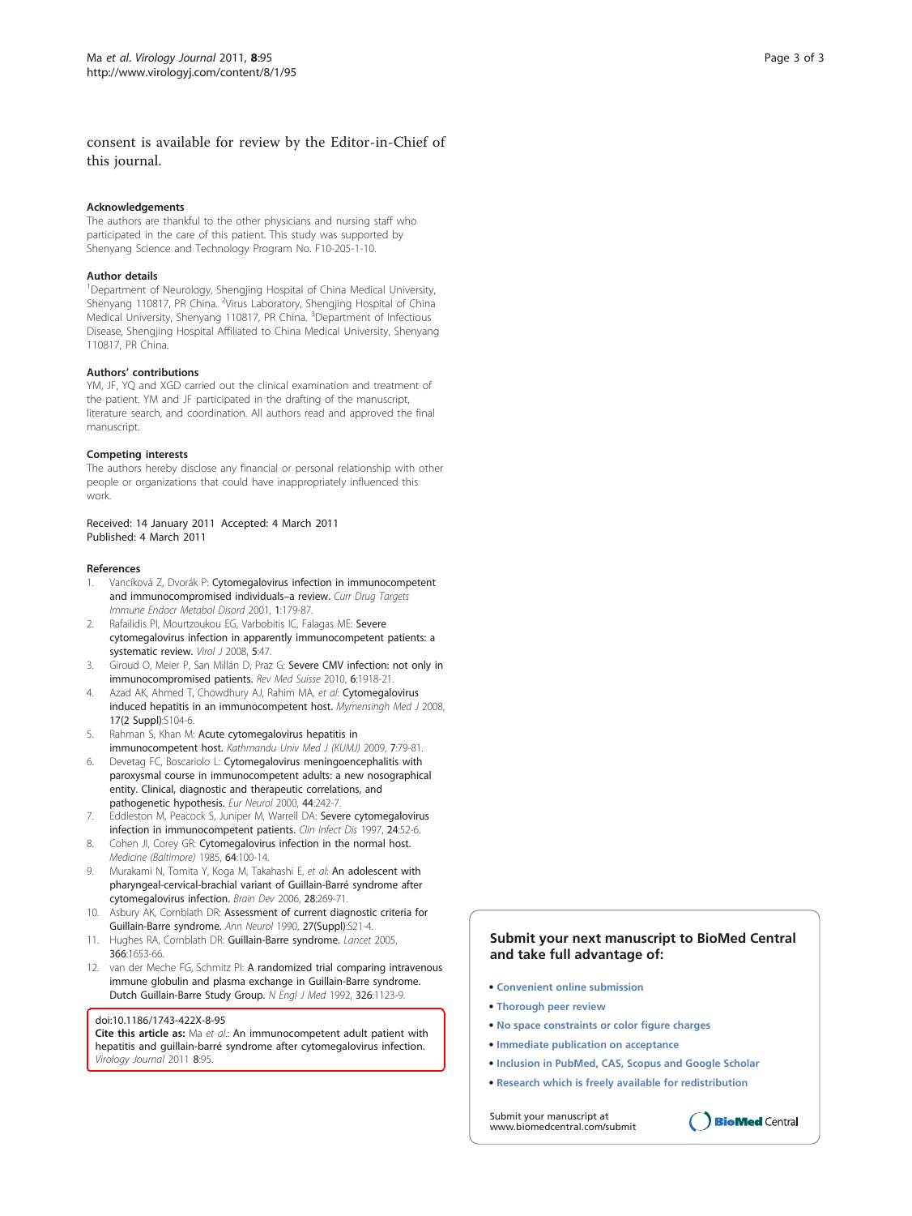consent is available for review by the Editor-in-Chief of this journal.

### Acknowledgements

The authors are thankful to the other physicians and nursing staff who participated in the care of this patient. This study was supported by Shenyang Science and Technology Program No. F10-205-1-10.

### Author details

[1]Department of Neurology, Shengjing Hospital of China Medical University, Shenyang 110817, PR China. [2]Virus Laboratory, Shengjing Hospital of China Medical University, Shenyang 110817, PR China. [3]Department of Infectious Disease, Shengjing Hospital Affiliated to China Medical University, Shenyang 110817, PR China.

### Authors' contributions

YM, JF, YQ and XGD carried out the clinical examination and treatment of the patient. YM and JF participated in the drafting of the manuscript, literature search, and coordination. All authors read and approved the final manuscript.

### Competing interests

The authors hereby disclose any financial or personal relationship with other people or organizations that could have inappropriately influenced this work.

Received: 14 January 2011 Accepted: 4 March 2011
Published: 4 March 2011

### References

1. Vancíková Z, Dvorák P: **Cytomegalovirus infection in immunocompetent and immunocompromised individuals–a review.** *Curr Drug Targets Immune Endocr Metabol Disord* 2001, **1**:179-87.
2. Rafailidis PI, Mourtzoukou EG, Varbobitis IC, Falagas ME: **Severe cytomegalovirus infection in apparently immunocompetent patients: a systematic review.** *Virol J* 2008, **5**:47.
3. Giroud O, Meier P, San Millán D, Praz G: **Severe CMV infection: not only in immunocompromised patients.** *Rev Med Suisse* 2010, **6**:1918-21.
4. Azad AK, Ahmed T, Chowdhury AJ, Rahim MA, *et al*: **Cytomegalovirus induced hepatitis in an immunocompetent host.** *Mymensingh Med J* 2008, **17(2 Suppl)**:S104-6.
5. Rahman S, Khan M: **Acute cytomegalovirus hepatitis in immunocompetent host.** *Kathmandu Univ Med J (KUMJ)* 2009, **7**:79-81.
6. Devetag FC, Boscariolo L: **Cytomegalovirus meningoencephalitis with paroxysmal course in immunocompetent adults: a new nosographical entity. Clinical, diagnostic and therapeutic correlations, and pathogenetic hypothesis.** *Eur Neurol* 2000, **44**:242-7.
7. Eddleston M, Peacock S, Juniper M, Warrell DA: **Severe cytomegalovirus infection in immunocompetent patients.** *Clin Infect Dis* 1997, **24**:52-6.
8. Cohen JI, Corey GR: **Cytomegalovirus infection in the normal host.** *Medicine (Baltimore)* 1985, **64**:100-14.
9. Murakami N, Tomita Y, Koga M, Takahashi E, *et al*: **An adolescent with pharyngeal-cervical-brachial variant of Guillain-Barré syndrome after cytomegalovirus infection.** *Brain Dev* 2006, **28**:269-71.
10. Asbury AK, Cornblath DR: **Assessment of current diagnostic criteria for Guillain-Barre syndrome.** *Ann Neurol* 1990, **27(Suppl)**:S21-4.
11. Hughes RA, Cornblath DR: **Guillain-Barre syndrome.** *Lancet* 2005, **366**:1653-66.
12. van der Meche FG, Schmitz PI: **A randomized trial comparing intravenous immune globulin and plasma exchange in Guillain-Barre syndrome. Dutch Guillain-Barre Study Group.** *N Engl J Med* 1992, **326**:1123-9.

doi:10.1186/1743-422X-8-95
**Cite this article as:** Ma *et al.*: An immunocompetent adult patient with hepatitis and guillain-barré syndrome after cytomegalovirus infection. *Virology Journal* 2011 **8**:95.

**Submit your next manuscript to BioMed Central and take full advantage of:**

- Convenient online submission
- Thorough peer review
- No space constraints or color figure charges
- Immediate publication on acceptance
- Inclusion in PubMed, CAS, Scopus and Google Scholar
- Research which is freely available for redistribution

Submit your manuscript at www.biomedcentral.com/submit